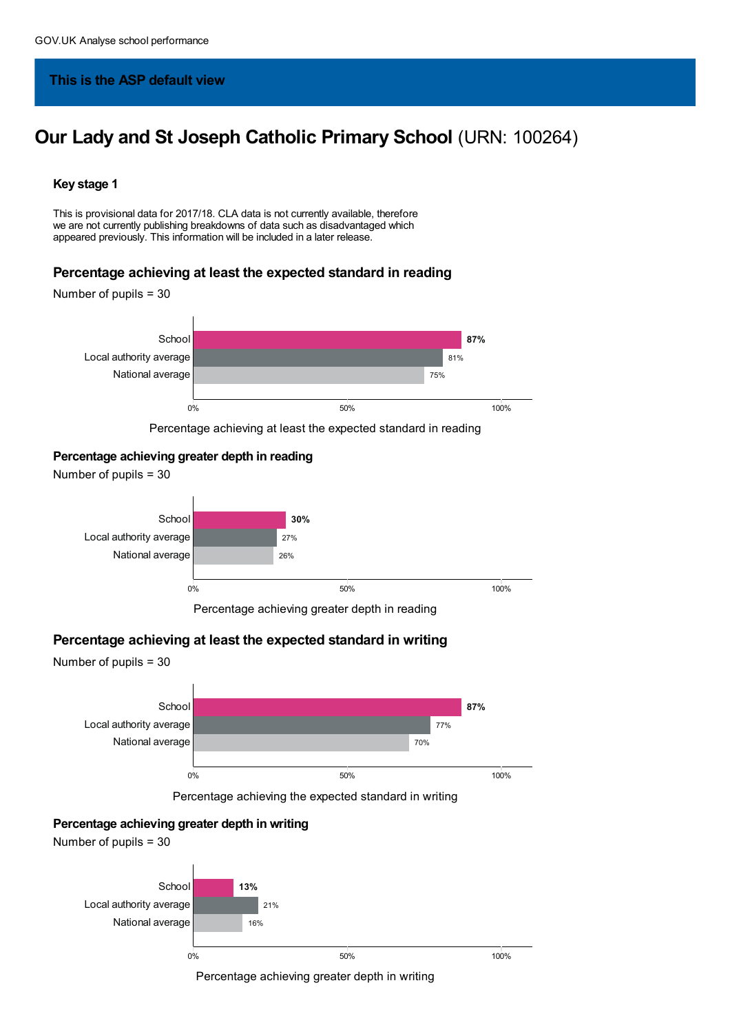GOV.UK Analyse school performance

**This is the ASP default view**

# Our Lady and St Joseph Catholic Primary School (URN: 100264)

## Key stage 1

This is provisional data for 2017/18. CLA data is not currently available, therefore we are not currently publishing breakdowns of data such as disadvantaged which appeared previously. This information will be included in a later release.

### Percentage achieving at least the expected standard in reading

Number of pupils = 30

| | Percentage |
|---|---|
| School | **87%** |
| Local authority average | 81% |
| National average | 75% |

Percentage achieving at least the expected standard in reading

### Percentage achieving greater depth in reading

Number of pupils = 30

| | Percentage |
|---|---|
| School | **30%** |
| Local authority average | 27% |
| National average | 26% |

Percentage achieving greater depth in reading

### Percentage achieving at least the expected standard in writing

Number of pupils = 30

| | Percentage |
|---|---|
| School | **87%** |
| Local authority average | 77% |
| National average | 70% |

Percentage achieving the expected standard in writing

### Percentage achieving greater depth in writing

Number of pupils = 30

| | Percentage |
|---|---|
| School | **13%** |
| Local authority average | 21% |
| National average | 16% |

Percentage achieving greater depth in writing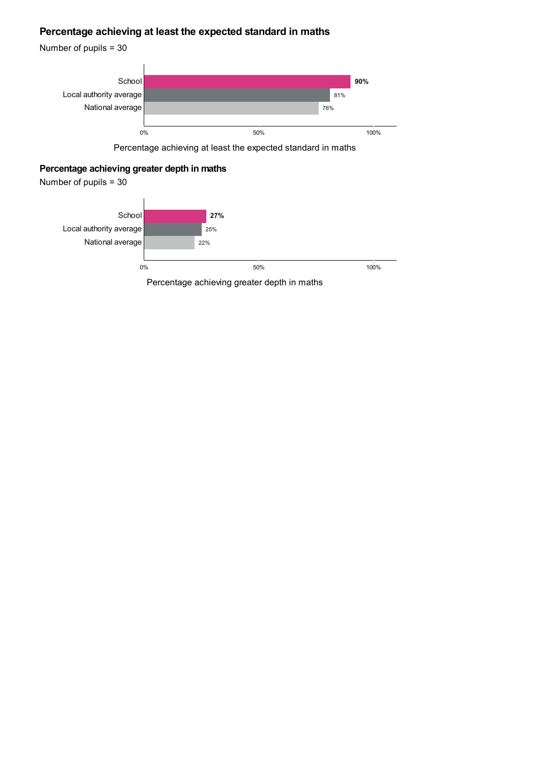### Percentage achieving at least the expected standard in maths

Number of pupils = 30

School
Local authority average
National average

**90%**
81%
76%

0%
50%
100%

Percentage achieving at least the expected standard in maths

### Percentage achieving greater depth in maths

Number of pupils = 30

School
Local authority average
National average

**27%**
25%
22%

0%
50%
100%

Percentage achieving greater depth in maths